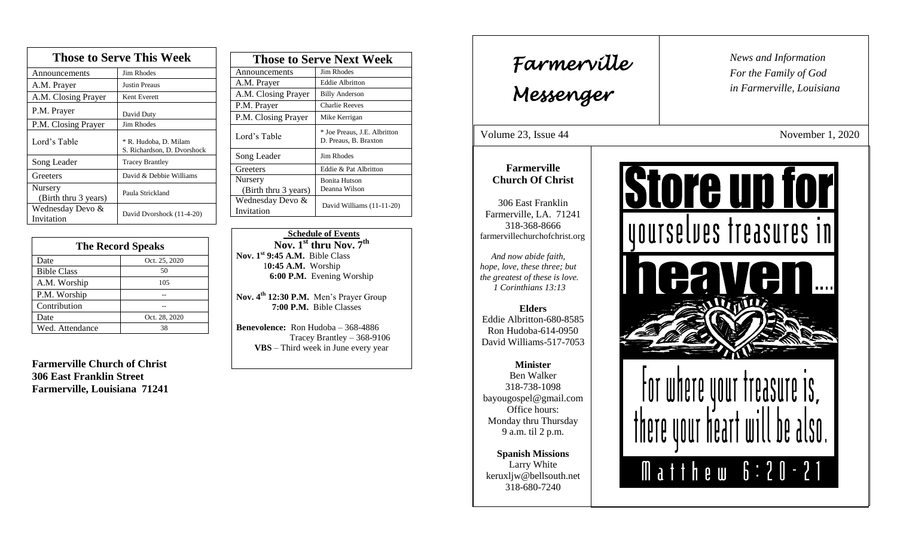| Those to Serve This Week | |
|---|---|
| Announcements | Jim Rhodes |
| A.M. Prayer | Justin Preaus |
| A.M. Closing Prayer | Kent Everett |
| P.M. Prayer | David Duty |
| P.M. Closing Prayer | Jim Rhodes |
| Lord's Table | * R. Hudoba, D. Milam S. Richardson, D. Dvorshock |
| Song Leader | Tracey Brantley |
| Greeters | David & Debbie Williams |
| Nursery (Birth thru 3 years) | Paula Strickland |
| Wednesday Devo & Invitation | David Dvorshock (11-4-20) |

| The Record Speaks | |
|---|---|
| Date | Oct. 25, 2020 |
| Bible Class | 50 |
| A.M. Worship | 105 |
| P.M. Worship | -- |
| Contribution | -- |
| Date | Oct. 28, 2020 |
| Wed. Attendance | 38 |

**Farmerville Church of Christ**
**306 East Franklin Street**
**Farmerville, Louisiana 71241**

| Those to Serve Next Week | |
|---|---|
| Announcements | Jim Rhodes |
| A.M. Prayer | Eddie Albritton |
| A.M. Closing Prayer | Billy Anderson |
| P.M. Prayer | Charlie Reeves |
| P.M. Closing Prayer | Mike Kerrigan |
| Lord's Table | * Joe Preaus, J.E. Albritton D. Preaus, B. Braxton |
| Song Leader | Jim Rhodes |
| Greeters | Eddie & Pat Albritton |
| Nursery (Birth thru 3 years) | Bonita Hutson Deanna Wilson |
| Wednesday Devo & Invitation | David Williams (11-11-20) |

**Schedule of Events**
**Nov. 1st thru Nov. 7th**

**Nov. 1st 9:45 A.M.** Bible Class
**10:45 A.M.** Worship
**6:00 P.M.** Evening Worship

**Nov. 4th 12:30 P.M.** Men's Prayer Group
**7:00 P.M.** Bible Classes

**Benevolence:** Ron Hudoba – 368-4886
Tracey Brantley – 368-9106
**VBS** – Third week in June every year

# Farmerville Messenger

*News and Information For the Family of God in Farmerville, Louisiana*

Volume 23, Issue 44 — November 1, 2020

**Farmerville Church Of Christ**

306 East Franklin
Farmerville, LA. 71241
318-368-8666
farmervillechurchofchrist.org

*And now abide faith, hope, love, these three; but the greatest of these is love. 1 Corinthians 13:13*

**Elders**
Eddie Albritton-680-8585
Ron Hudoba-614-0950
David Williams-517-7053

**Minister**
Ben Walker
318-738-1098
bayougospel@gmail.com
Office hours:
Monday thru Thursday
9 a.m. til 2 p.m.

**Spanish Missions**
Larry White
keruxljw@bellsouth.net
318-680-7240

Store up for yourselves treasures in heaven...

For where your treasure is, there your heart will be also.

Matthew 6:20-21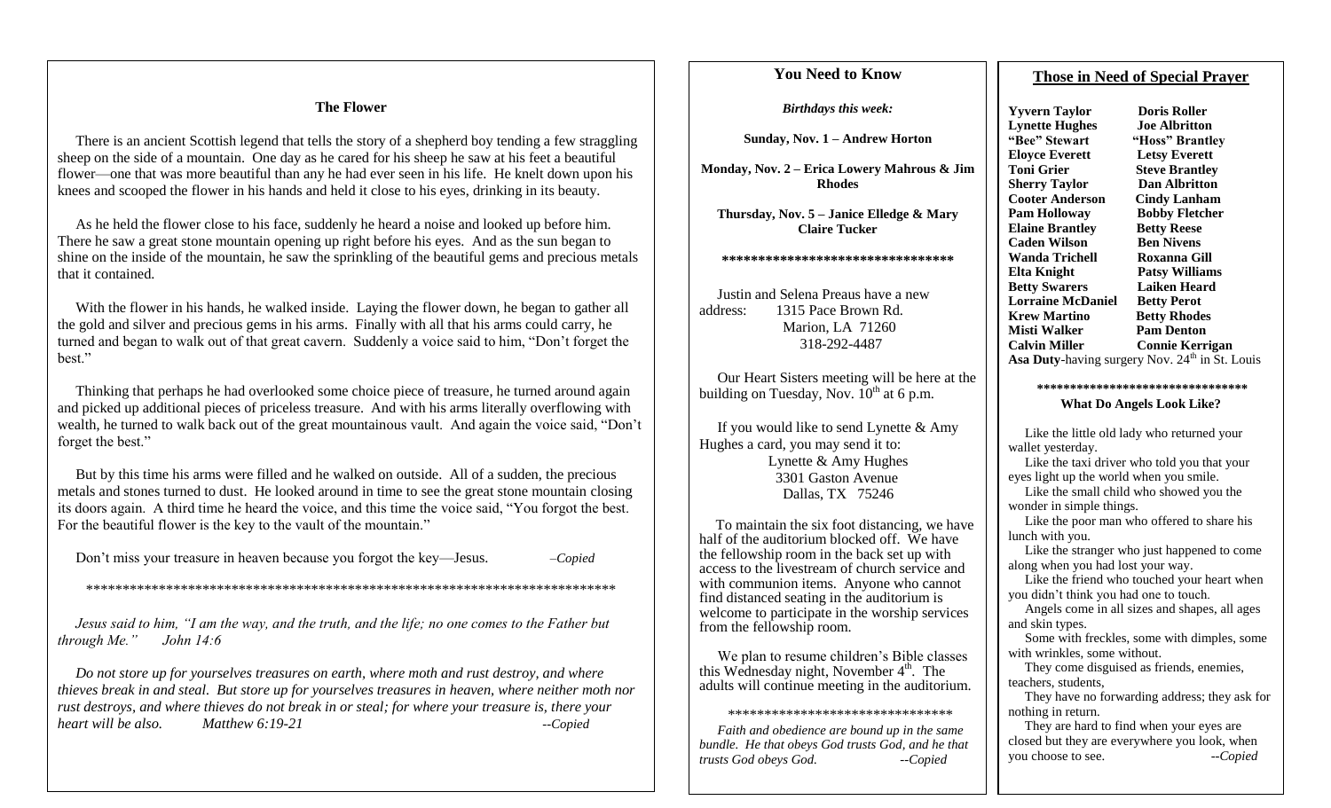## The Flower

There is an ancient Scottish legend that tells the story of a shepherd boy tending a few straggling sheep on the side of a mountain. One day as he cared for his sheep he saw at his feet a beautiful flower—one that was more beautiful than any he had ever seen in his life. He knelt down upon his knees and scooped the flower in his hands and held it close to his eyes, drinking in its beauty.

As he held the flower close to his face, suddenly he heard a noise and looked up before him. There he saw a great stone mountain opening up right before his eyes. And as the sun began to shine on the inside of the mountain, he saw the sprinkling of the beautiful gems and precious metals that it contained.

With the flower in his hands, he walked inside. Laying the flower down, he began to gather all the gold and silver and precious gems in his arms. Finally with all that his arms could carry, he turned and began to walk out of that great cavern. Suddenly a voice said to him, "Don't forget the best."

Thinking that perhaps he had overlooked some choice piece of treasure, he turned around again and picked up additional pieces of priceless treasure. And with his arms literally overflowing with wealth, he turned to walk back out of the great mountainous vault. And again the voice said, "Don't forget the best."

But by this time his arms were filled and he walked on outside. All of a sudden, the precious metals and stones turned to dust. He looked around in time to see the great stone mountain closing its doors again. A third time he heard the voice, and this time the voice said, "You forgot the best. For the beautiful flower is the key to the vault of the mountain."

Don't miss your treasure in heaven because you forgot the key—Jesus. –*Copied*

******************************************************************************

*Jesus said to him, "I am the way, and the truth, and the life; no one comes to the Father but through Me." John 14:6*

*Do not store up for yourselves treasures on earth, where moth and rust destroy, and where thieves break in and steal. But store up for yourselves treasures in heaven, where neither moth nor rust destroys, and where thieves do not break in or steal; for where your treasure is, there your heart will be also. Matthew 6:19-21* --*Copied*

## You Need to Know

***Birthdays this week:***

**Sunday, Nov. 1 – Andrew Horton**

**Monday, Nov. 2 – Erica Lowery Mahrous & Jim Rhodes**

**Thursday, Nov. 5 – Janice Elledge & Mary Claire Tucker**

********************************

Justin and Selena Preaus have a new address: 1315 Pace Brown Rd.
Marion, LA 71260
318-292-4487

Our Heart Sisters meeting will be here at the building on Tuesday, Nov. 10th at 6 p.m.

If you would like to send Lynette & Amy Hughes a card, you may send it to:
Lynette & Amy Hughes
3301 Gaston Avenue
Dallas, TX 75246

To maintain the six foot distancing, we have half of the auditorium blocked off. We have the fellowship room in the back set up with access to the livestream of church service and with communion items. Anyone who cannot find distanced seating in the auditorium is welcome to participate in the worship services from the fellowship room.

We plan to resume children's Bible classes this Wednesday night, November 4th. The adults will continue meeting in the auditorium.

*******************************

*Faith and obedience are bound up in the same bundle. He that obeys God trusts God, and he that trusts God obeys God.* --*Copied*

## Those in Need of Special Prayer

| | |
|---|---|
| **Yyvern Taylor** | **Doris Roller** |
| **Lynette Hughes** | **Joe Albritton** |
| **"Bee" Stewart** | **"Hoss" Brantley** |
| **Eloyce Everett** | **Letsy Everett** |
| **Toni Grier** | **Steve Brantley** |
| **Sherry Taylor** | **Dan Albritton** |
| **Cooter Anderson** | **Cindy Lanham** |
| **Pam Holloway** | **Bobby Fletcher** |
| **Elaine Brantley** | **Betty Reese** |
| **Caden Wilson** | **Ben Nivens** |
| **Wanda Trichell** | **Roxanna Gill** |
| **Elta Knight** | **Patsy Williams** |
| **Betty Swarers** | **Laiken Heard** |
| **Lorraine McDaniel** | **Betty Perot** |
| **Krew Martino** | **Betty Rhodes** |
| **Misti Walker** | **Pam Denton** |
| **Calvin Miller** | **Connie Kerrigan** |

**Asa Duty**-having surgery Nov. 24th in St. Louis

*******************************

**What Do Angels Look Like?**

Like the little old lady who returned your wallet yesterday.
Like the taxi driver who told you that your eyes light up the world when you smile.
Like the small child who showed you the wonder in simple things.
Like the poor man who offered to share his lunch with you.
Like the stranger who just happened to come along when you had lost your way.
Like the friend who touched your heart when you didn't think you had one to touch.
Angels come in all sizes and shapes, all ages and skin types.
Some with freckles, some with dimples, some with wrinkles, some without.
They come disguised as friends, enemies, teachers, students,
They have no forwarding address; they ask for nothing in return.
They are hard to find when your eyes are closed but they are everywhere you look, when you choose to see. --*Copied*